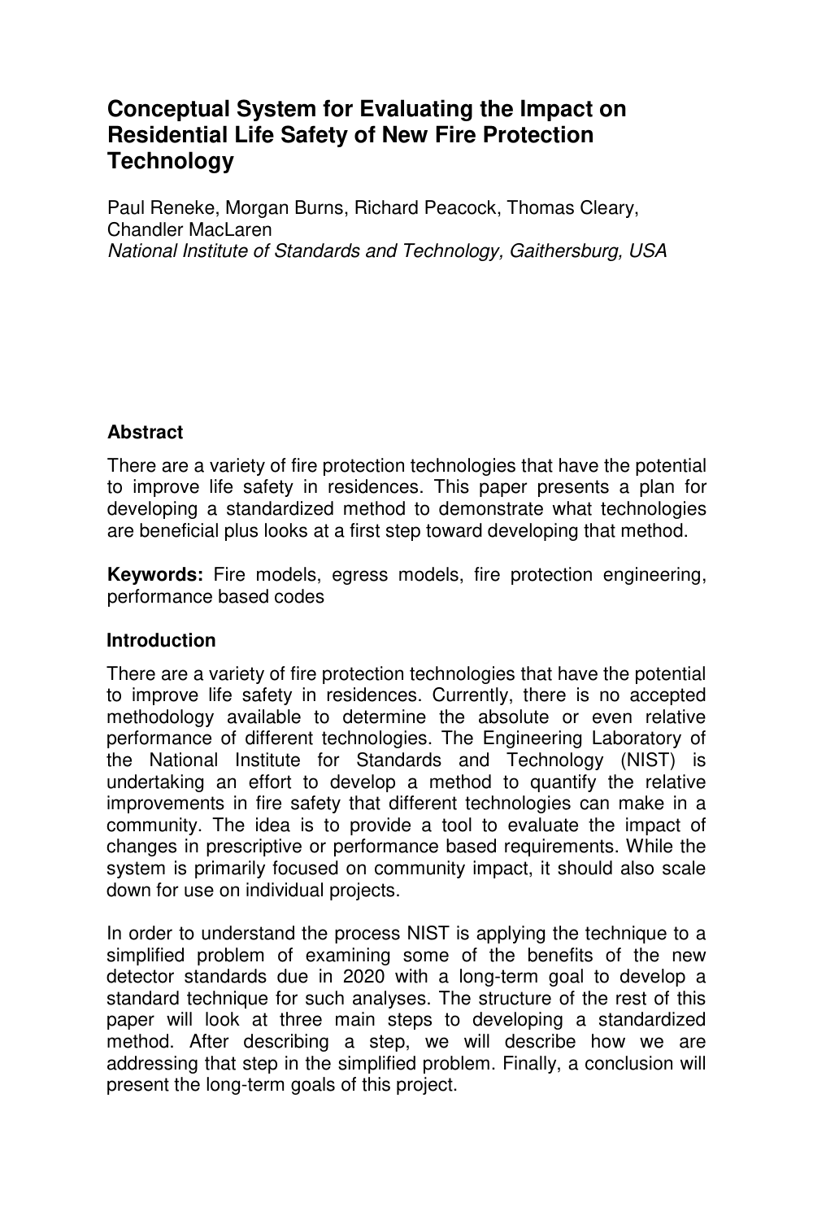# Conceptual System for Evaluating the Impact on Residential Life Safety of New Fire Protection Technology

Paul Reneke, Morgan Burns, Richard Peacock, Thomas Cleary, Chandler MacLaren
*National Institute of Standards and Technology, Gaithersburg, USA*

## Abstract

There are a variety of fire protection technologies that have the potential to improve life safety in residences. This paper presents a plan for developing a standardized method to demonstrate what technologies are beneficial plus looks at a first step toward developing that method.

**Keywords:** Fire models, egress models, fire protection engineering, performance based codes

## Introduction

There are a variety of fire protection technologies that have the potential to improve life safety in residences. Currently, there is no accepted methodology available to determine the absolute or even relative performance of different technologies. The Engineering Laboratory of the National Institute for Standards and Technology (NIST) is undertaking an effort to develop a method to quantify the relative improvements in fire safety that different technologies can make in a community. The idea is to provide a tool to evaluate the impact of changes in prescriptive or performance based requirements. While the system is primarily focused on community impact, it should also scale down for use on individual projects.

In order to understand the process NIST is applying the technique to a simplified problem of examining some of the benefits of the new detector standards due in 2020 with a long-term goal to develop a standard technique for such analyses. The structure of the rest of this paper will look at three main steps to developing a standardized method. After describing a step, we will describe how we are addressing that step in the simplified problem. Finally, a conclusion will present the long-term goals of this project.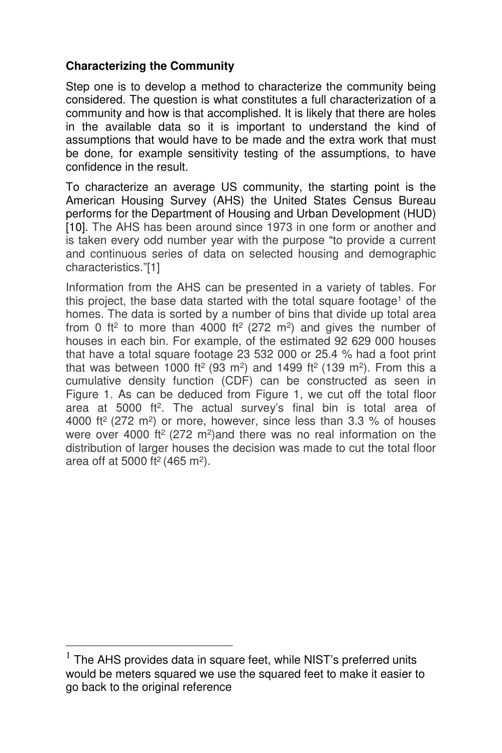**Characterizing the Community**

Step one is to develop a method to characterize the community being considered. The question is what constitutes a full characterization of a community and how is that accomplished. It is likely that there are holes in the available data so it is important to understand the kind of assumptions that would have to be made and the extra work that must be done, for example sensitivity testing of the assumptions, to have confidence in the result.

To characterize an average US community, the starting point is the American Housing Survey (AHS) the United States Census Bureau performs for the Department of Housing and Urban Development (HUD) [10]. The AHS has been around since 1973 in one form or another and is taken every odd number year with the purpose "to provide a current and continuous series of data on selected housing and demographic characteristics."[1]

Information from the AHS can be presented in a variety of tables. For this project, the base data started with the total square footage[1] of the homes. The data is sorted by a number of bins that divide up total area from 0 ft$^2$ to more than 4000 ft$^2$ (272 m$^2$) and gives the number of houses in each bin. For example, of the estimated 92 629 000 houses that have a total square footage 23 532 000 or 25.4 % had a foot print that was between 1000 ft$^2$ (93 m$^2$) and 1499 ft$^2$ (139 m$^2$). From this a cumulative density function (CDF) can be constructed as seen in Figure 1. As can be deduced from Figure 1, we cut off the total floor area at 5000 ft$^2$. The actual survey's final bin is total area of 4000 ft$^2$ (272 m$^2$) or more, however, since less than 3.3 % of houses were over 4000 ft$^2$ (272 m$^2$)and there was no real information on the distribution of larger houses the decision was made to cut the total floor area off at 5000 ft$^2$ (465 m$^2$).

[1] The AHS provides data in square feet, while NIST's preferred units would be meters squared we use the squared feet to make it easier to go back to the original reference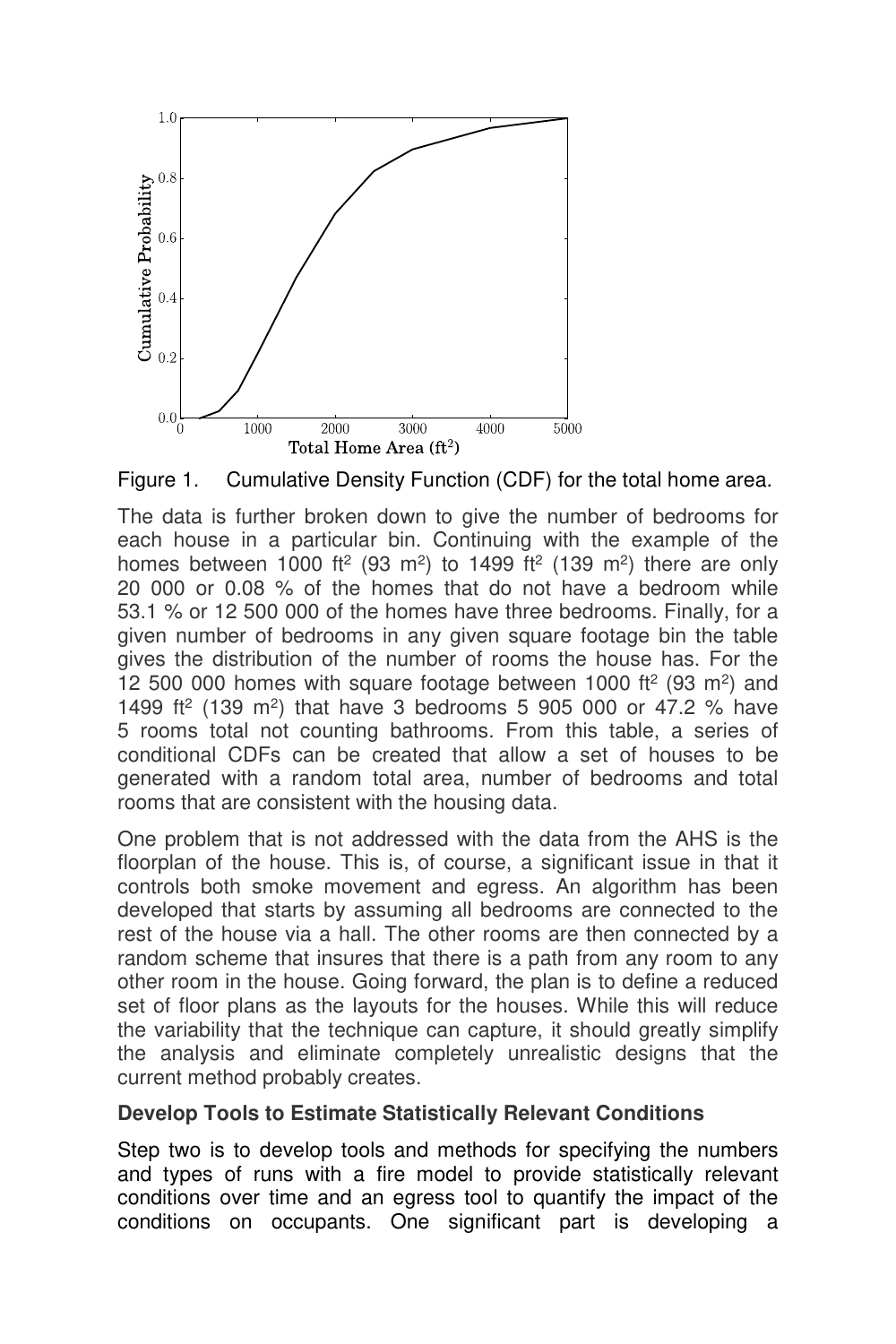Figure 1. Cumulative Density Function (CDF) for the total home area.

The data is further broken down to give the number of bedrooms for each house in a particular bin. Continuing with the example of the homes between 1000 ft$^2$ (93 m$^2$) to 1499 ft$^2$ (139 m$^2$) there are only 20 000 or 0.08 % of the homes that do not have a bedroom while 53.1 % or 12 500 000 of the homes have three bedrooms. Finally, for a given number of bedrooms in any given square footage bin the table gives the distribution of the number of rooms the house has. For the 12 500 000 homes with square footage between 1000 ft$^2$ (93 m$^2$) and 1499 ft$^2$ (139 m$^2$) that have 3 bedrooms 5 905 000 or 47.2 % have 5 rooms total not counting bathrooms. From this table, a series of conditional CDFs can be created that allow a set of houses to be generated with a random total area, number of bedrooms and total rooms that are consistent with the housing data.

One problem that is not addressed with the data from the AHS is the floorplan of the house. This is, of course, a significant issue in that it controls both smoke movement and egress. An algorithm has been developed that starts by assuming all bedrooms are connected to the rest of the house via a hall. The other rooms are then connected by a random scheme that insures that there is a path from any room to any other room in the house. Going forward, the plan is to define a reduced set of floor plans as the layouts for the houses. While this will reduce the variability that the technique can capture, it should greatly simplify the analysis and eliminate completely unrealistic designs that the current method probably creates.

**Develop Tools to Estimate Statistically Relevant Conditions**

Step two is to develop tools and methods for specifying the numbers and types of runs with a fire model to provide statistically relevant conditions over time and an egress tool to quantify the impact of the conditions on occupants. One significant part is developing a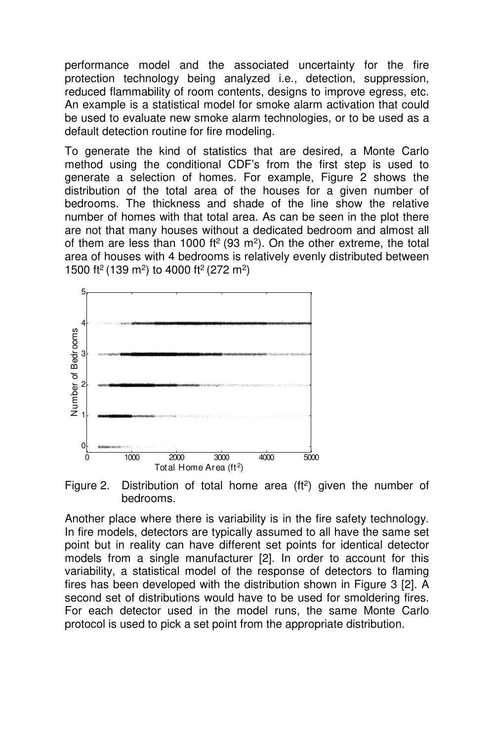performance model and the associated uncertainty for the fire protection technology being analyzed i.e., detection, suppression, reduced flammability of room contents, designs to improve egress, etc. An example is a statistical model for smoke alarm activation that could be used to evaluate new smoke alarm technologies, or to be used as a default detection routine for fire modeling.

To generate the kind of statistics that are desired, a Monte Carlo method using the conditional CDF's from the first step is used to generate a selection of homes. For example, Figure 2 shows the distribution of the total area of the houses for a given number of bedrooms. The thickness and shade of the line show the relative number of homes with that total area. As can be seen in the plot there are not that many houses without a dedicated bedroom and almost all of them are less than 1000 ft$^2$ (93 m$^2$). On the other extreme, the total area of houses with 4 bedrooms is relatively evenly distributed between 1500 ft$^2$ (139 m$^2$) to 4000 ft$^2$ (272 m$^2$)

Figure 2. Distribution of total home area (ft$^2$) given the number of bedrooms.

Another place where there is variability is in the fire safety technology. In fire models, detectors are typically assumed to all have the same set point but in reality can have different set points for identical detector models from a single manufacturer [2]. In order to account for this variability, a statistical model of the response of detectors to flaming fires has been developed with the distribution shown in Figure 3 [2]. A second set of distributions would have to be used for smoldering fires. For each detector used in the model runs, the same Monte Carlo protocol is used to pick a set point from the appropriate distribution.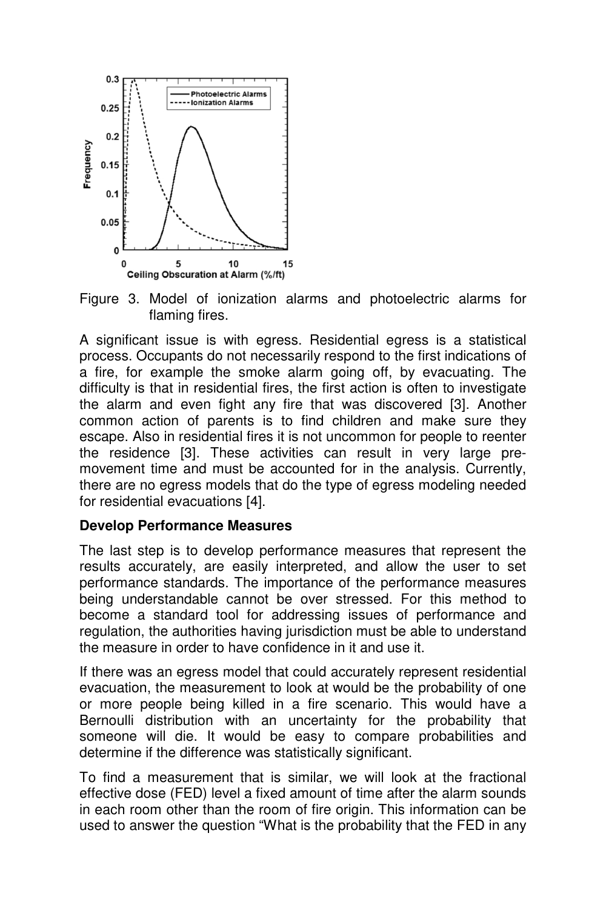Figure 3. Model of ionization alarms and photoelectric alarms for flaming fires.

A significant issue is with egress. Residential egress is a statistical process. Occupants do not necessarily respond to the first indications of a fire, for example the smoke alarm going off, by evacuating. The difficulty is that in residential fires, the first action is often to investigate the alarm and even fight any fire that was discovered [3]. Another common action of parents is to find children and make sure they escape. Also in residential fires it is not uncommon for people to reenter the residence [3]. These activities can result in very large pre-movement time and must be accounted for in the analysis. Currently, there are no egress models that do the type of egress modeling needed for residential evacuations [4].

**Develop Performance Measures**

The last step is to develop performance measures that represent the results accurately, are easily interpreted, and allow the user to set performance standards. The importance of the performance measures being understandable cannot be over stressed. For this method to become a standard tool for addressing issues of performance and regulation, the authorities having jurisdiction must be able to understand the measure in order to have confidence in it and use it.

If there was an egress model that could accurately represent residential evacuation, the measurement to look at would be the probability of one or more people being killed in a fire scenario. This would have a Bernoulli distribution with an uncertainty for the probability that someone will die. It would be easy to compare probabilities and determine if the difference was statistically significant.

To find a measurement that is similar, we will look at the fractional effective dose (FED) level a fixed amount of time after the alarm sounds in each room other than the room of fire origin. This information can be used to answer the question "What is the probability that the FED in any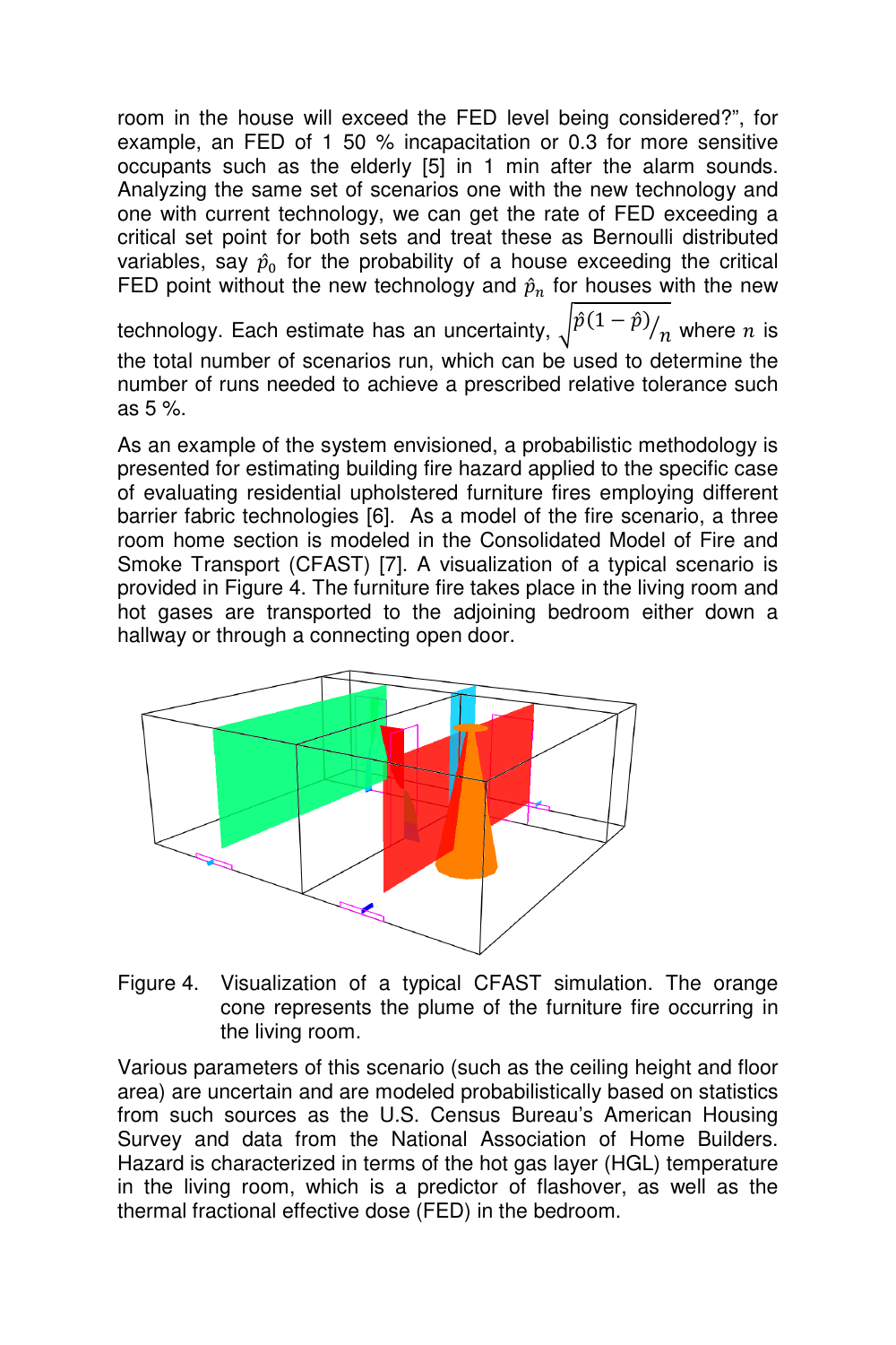room in the house will exceed the FED level being considered?", for example, an FED of 1 50 % incapacitation or 0.3 for more sensitive occupants such as the elderly [5] in 1 min after the alarm sounds. Analyzing the same set of scenarios one with the new technology and one with current technology, we can get the rate of FED exceeding a critical set point for both sets and treat these as Bernoulli distributed variables, say $\hat{p}_0$ for the probability of a house exceeding the critical FED point without the new technology and $\hat{p}_n$ for houses with the new technology. Each estimate has an uncertainty, $\sqrt{\hat{p}(1-\hat{p})/_n}$ where $n$ is the total number of scenarios run, which can be used to determine the number of runs needed to achieve a prescribed relative tolerance such as 5 %.

As an example of the system envisioned, a probabilistic methodology is presented for estimating building fire hazard applied to the specific case of evaluating residential upholstered furniture fires employing different barrier fabric technologies [6]. As a model of the fire scenario, a three room home section is modeled in the Consolidated Model of Fire and Smoke Transport (CFAST) [7]. A visualization of a typical scenario is provided in Figure 4. The furniture fire takes place in the living room and hot gases are transported to the adjoining bedroom either down a hallway or through a connecting open door.

Figure 4. Visualization of a typical CFAST simulation. The orange cone represents the plume of the furniture fire occurring in the living room.

Various parameters of this scenario (such as the ceiling height and floor area) are uncertain and are modeled probabilistically based on statistics from such sources as the U.S. Census Bureau's American Housing Survey and data from the National Association of Home Builders. Hazard is characterized in terms of the hot gas layer (HGL) temperature in the living room, which is a predictor of flashover, as well as the thermal fractional effective dose (FED) in the bedroom.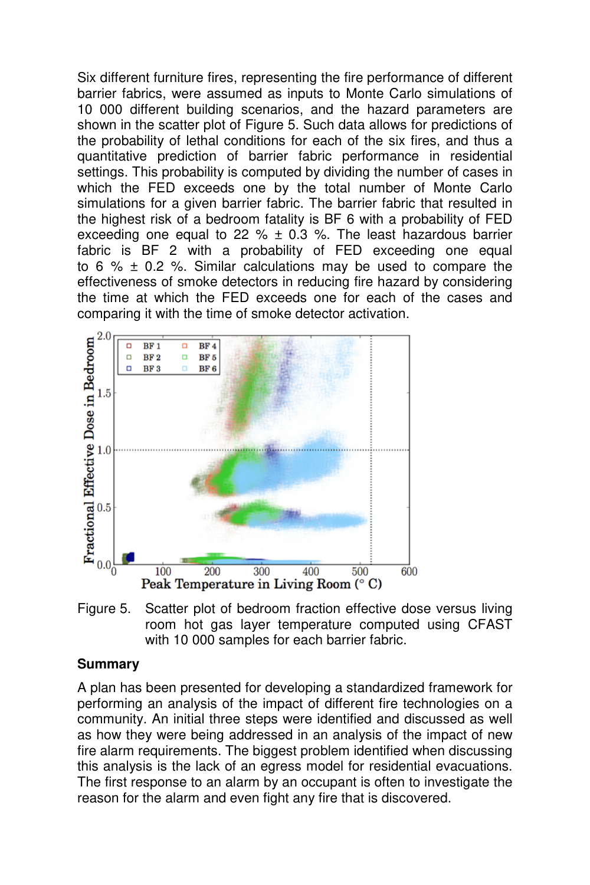Six different furniture fires, representing the fire performance of different barrier fabrics, were assumed as inputs to Monte Carlo simulations of 10 000 different building scenarios, and the hazard parameters are shown in the scatter plot of Figure 5. Such data allows for predictions of the probability of lethal conditions for each of the six fires, and thus a quantitative prediction of barrier fabric performance in residential settings. This probability is computed by dividing the number of cases in which the FED exceeds one by the total number of Monte Carlo simulations for a given barrier fabric. The barrier fabric that resulted in the highest risk of a bedroom fatality is BF 6 with a probability of FED exceeding one equal to 22 % ± 0.3 %. The least hazardous barrier fabric is BF 2 with a probability of FED exceeding one equal to 6 % ± 0.2 %. Similar calculations may be used to compare the effectiveness of smoke detectors in reducing fire hazard by considering the time at which the FED exceeds one for each of the cases and comparing it with the time of smoke detector activation.

Figure 5. Scatter plot of bedroom fraction effective dose versus living room hot gas layer temperature computed using CFAST with 10 000 samples for each barrier fabric.

**Summary**

A plan has been presented for developing a standardized framework for performing an analysis of the impact of different fire technologies on a community. An initial three steps were identified and discussed as well as how they were being addressed in an analysis of the impact of new fire alarm requirements. The biggest problem identified when discussing this analysis is the lack of an egress model for residential evacuations. The first response to an alarm by an occupant is often to investigate the reason for the alarm and even fight any fire that is discovered.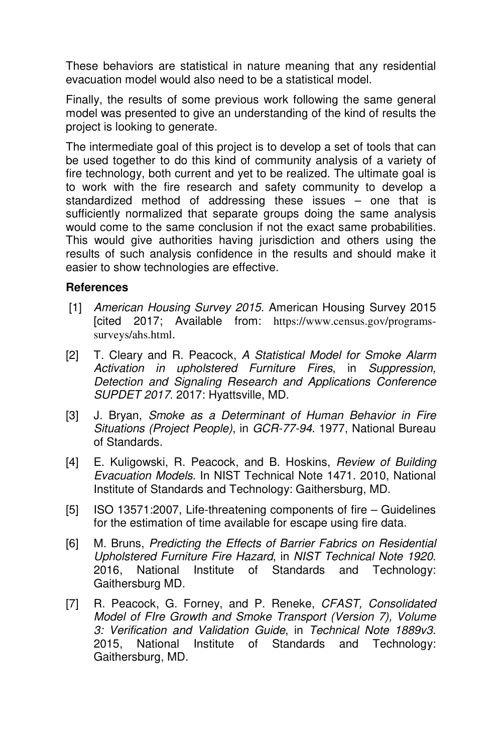These behaviors are statistical in nature meaning that any residential evacuation model would also need to be a statistical model.

Finally, the results of some previous work following the same general model was presented to give an understanding of the kind of results the project is looking to generate.

The intermediate goal of this project is to develop a set of tools that can be used together to do this kind of community analysis of a variety of fire technology, both current and yet to be realized. The ultimate goal is to work with the fire research and safety community to develop a standardized method of addressing these issues – one that is sufficiently normalized that separate groups doing the same analysis would come to the same conclusion if not the exact same probabilities. This would give authorities having jurisdiction and others using the results of such analysis confidence in the results and should make it easier to show technologies are effective.

**References**

[1] *American Housing Survey 2015*. American Housing Survey 2015 [cited 2017; Available from: https://www.census.gov/programs-surveys/ahs.html.

[2] T. Cleary and R. Peacock, *A Statistical Model for Smoke Alarm Activation in upholstered Furniture Fires*, in *Suppression, Detection and Signaling Research and Applications Conference SUPDET 2017*. 2017: Hyattsville, MD.

[3] J. Bryan, *Smoke as a Determinant of Human Behavior in Fire Situations (Project People)*, in *GCR-77-94*. 1977, National Bureau of Standards.

[4] E. Kuligowski, R. Peacock, and B. Hoskins, *Review of Building Evacuation Models*. In NIST Technical Note 1471. 2010, National Institute of Standards and Technology: Gaithersburg, MD.

[5] ISO 13571:2007, Life-threatening components of fire – Guidelines for the estimation of time available for escape using fire data.

[6] M. Bruns, *Predicting the Effects of Barrier Fabrics on Residential Upholstered Furniture Fire Hazard*, in *NIST Technical Note 1920*. 2016, National Institute of Standards and Technology: Gaithersburg MD.

[7] R. Peacock, G. Forney, and P. Reneke, *CFAST, Consolidated Model of FIre Growth and Smoke Transport (Version 7), Volume 3: Verification and Validation Guide*, in *Technical Note 1889v3*. 2015, National Institute of Standards and Technology: Gaithersburg, MD.